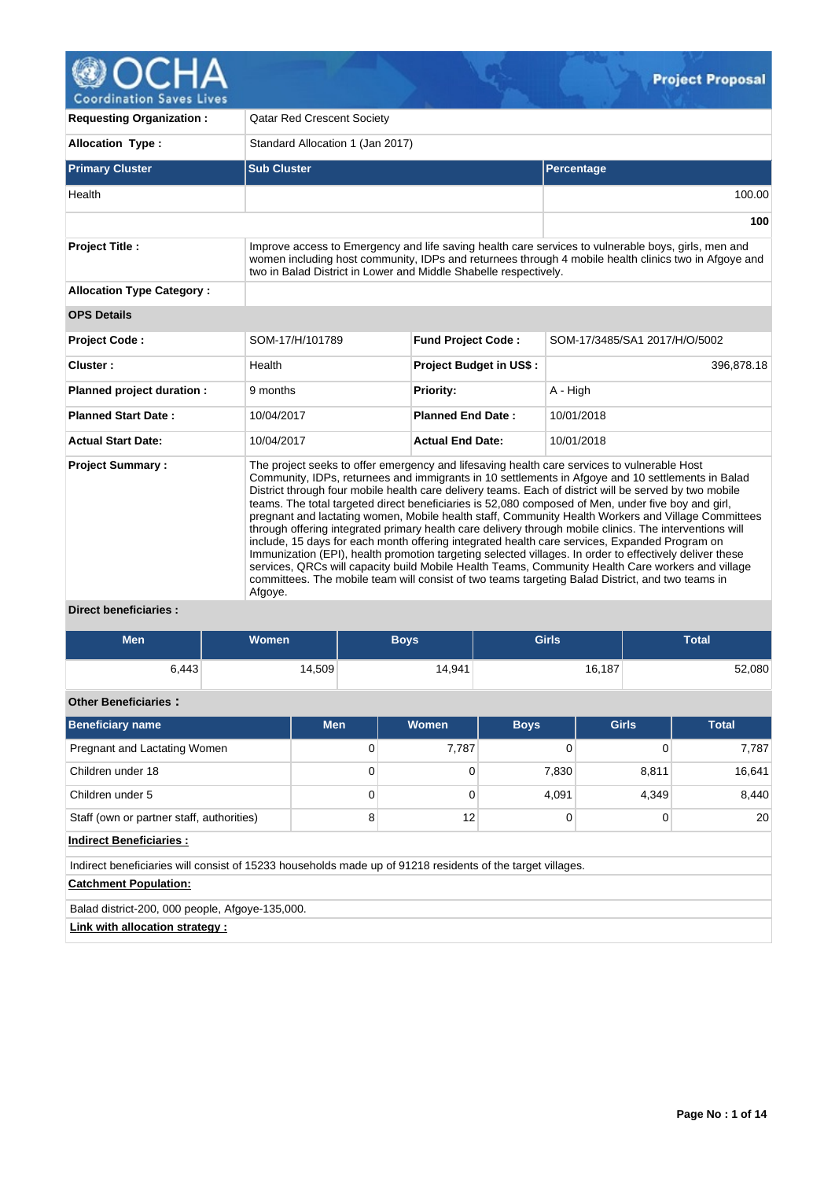# Project Proposal

| | |
|---|---|
| **Requesting Organization :** | Qatar Red Crescent Society |
| **Allocation Type :** | Standard Allocation 1 (Jan 2017) |

| **Primary Cluster** | **Sub Cluster** | **Percentage** |
|---|---|---|
| Health | | 100.00 |
| | | **100** |

| | |
|---|---|
| **Project Title :** | Improve access to Emergency and life saving health care services to vulnerable boys, girls, men and women including host community, IDPs and returnees through 4 mobile health clinics two in Afgoye and two in Balad District in Lower and Middle Shabelle respectively. |
| **Allocation Type Category :** | |

**OPS Details**

| | | | |
|---|---|---|---|
| **Project Code :** | SOM-17/H/101789 | **Fund Project Code :** | SOM-17/3485/SA1 2017/H/O/5002 |
| **Cluster :** | Health | **Project Budget in US$ :** | 396,878.18 |
| **Planned project duration :** | 9 months | **Priority:** | A - High |
| **Planned Start Date :** | 10/04/2017 | **Planned End Date :** | 10/01/2018 |
| **Actual Start Date:** | 10/04/2017 | **Actual End Date:** | 10/01/2018 |

**Project Summary :**

The project seeks to offer emergency and lifesaving health care services to vulnerable Host Community, IDPs, returnees and immigrants in 10 settlements in Afgoye and 10 settlements in Balad District through four mobile health care delivery teams. Each of district will be served by two mobile teams. The total targeted direct beneficiaries is 52,080 composed of Men, under five boy and girl, pregnant and lactating women, Mobile health staff, Community Health Workers and Village Committees through offering integrated primary health care delivery through mobile clinics. The interventions will include, 15 days for each month offering integrated health care services, Expanded Program on Immunization (EPI), health promotion targeting selected villages. In order to effectively deliver these services, QRCs will capacity build Mobile Health Teams, Community Health Care workers and village committees. The mobile team will consist of two teams targeting Balad District, and two teams in Afgoye.

**Direct beneficiaries :**

| Men | Women | Boys | Girls | Total |
|---|---|---|---|---|
| 6,443 | 14,509 | 14,941 | 16,187 | 52,080 |

**Other Beneficiaries :**

| Beneficiary name | Men | Women | Boys | Girls | Total |
|---|---|---|---|---|---|
| Pregnant and Lactating Women | 0 | 7,787 | 0 | 0 | 7,787 |
| Children under 18 | 0 | 0 | 7,830 | 8,811 | 16,641 |
| Children under 5 | 0 | 0 | 4,091 | 4,349 | 8,440 |
| Staff (own or partner staff, authorities) | 8 | 12 | 0 | 0 | 20 |

**Indirect Beneficiaries :**

Indirect beneficiaries will consist of 15233 households made up of 91218 residents of the target villages.

**Catchment Population:**

Balad district-200, 000 people, Afgoye-135,000.

**Link with allocation strategy :**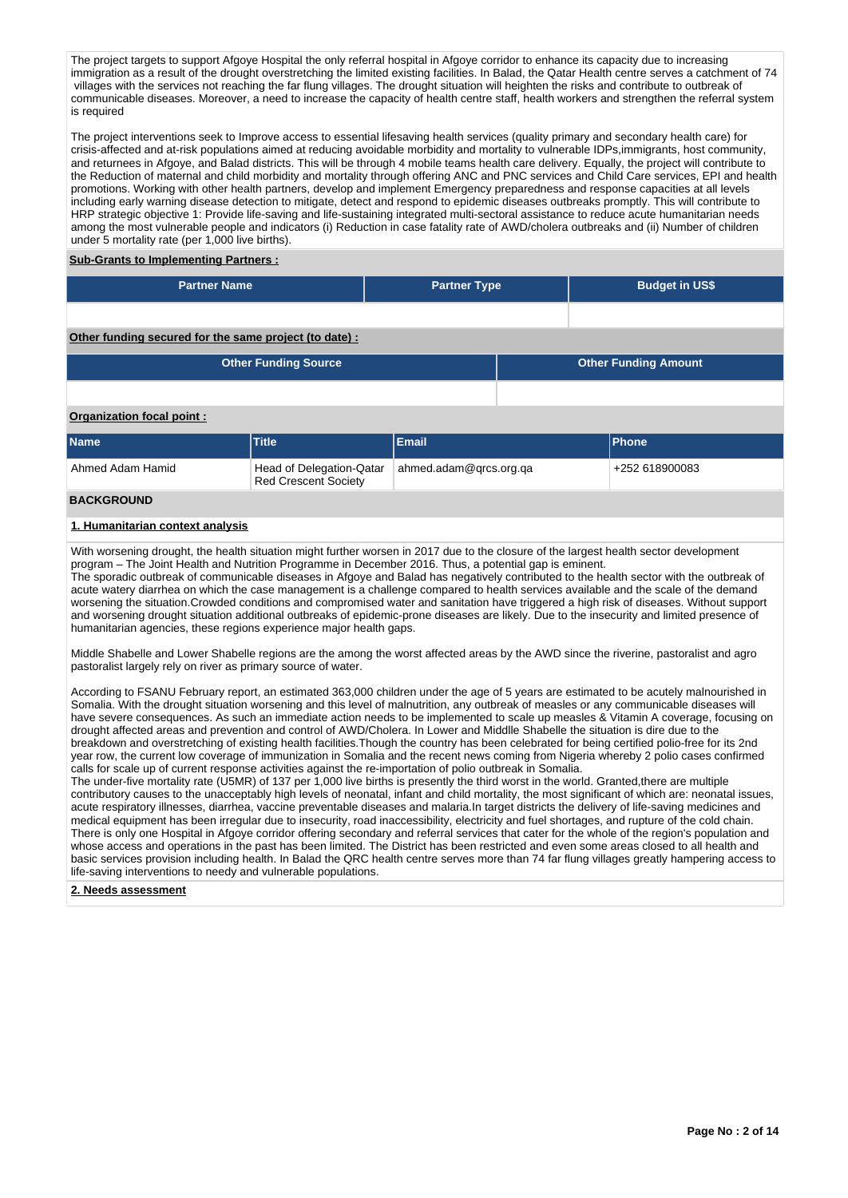The project targets to support Afgoye Hospital the only referral hospital in Afgoye corridor to enhance its capacity due to increasing immigration as a result of the drought overstretching the limited existing facilities. In Balad, the Qatar Health centre serves a catchment of 74 villages with the services not reaching the far flung villages. The drought situation will heighten the risks and contribute to outbreak of communicable diseases. Moreover, a need to increase the capacity of health centre staff, health workers and strengthen the referral system is required

The project interventions seek to Improve access to essential lifesaving health services (quality primary and secondary health care) for crisis-affected and at-risk populations aimed at reducing avoidable morbidity and mortality to vulnerable IDPs,immigrants, host community, and returnees in Afgoye, and Balad districts. This will be through 4 mobile teams health care delivery. Equally, the project will contribute to the Reduction of maternal and child morbidity and mortality through offering ANC and PNC services and Child Care services, EPI and health promotions. Working with other health partners, develop and implement Emergency preparedness and response capacities at all levels including early warning disease detection to mitigate, detect and respond to epidemic diseases outbreaks promptly. This will contribute to HRP strategic objective 1: Provide life-saving and life-sustaining integrated multi-sectoral assistance to reduce acute humanitarian needs among the most vulnerable people and indicators (i) Reduction in case fatality rate of AWD/cholera outbreaks and (ii) Number of children under 5 mortality rate (per 1,000 live births).

**Sub-Grants to Implementing Partners :**

| Partner Name | Partner Type | Budget in US$ |
|---|---|---|
| | | |

**Other funding secured for the same project (to date) :**

| Other Funding Source | Other Funding Amount |
|---|---|
| | |

**Organization focal point :**

| Name | Title | Email | Phone |
|---|---|---|---|
| Ahmed Adam Hamid | Head of Delegation-Qatar Red Crescent Society | ahmed.adam@qrcs.org.qa | +252 618900083 |

## BACKGROUND

### 1. Humanitarian context analysis

With worsening drought, the health situation might further worsen in 2017 due to the closure of the largest health sector development program – The Joint Health and Nutrition Programme in December 2016. Thus, a potential gap is eminent.
The sporadic outbreak of communicable diseases in Afgoye and Balad has negatively contributed to the health sector with the outbreak of acute watery diarrhea on which the case management is a challenge compared to health services available and the scale of the demand worsening the situation.Crowded conditions and compromised water and sanitation have triggered a high risk of diseases. Without support and worsening drought situation additional outbreaks of epidemic-prone diseases are likely. Due to the insecurity and limited presence of humanitarian agencies, these regions experience major health gaps.

Middle Shabelle and Lower Shabelle regions are the among the worst affected areas by the AWD since the riverine, pastoralist and agro pastoralist largely rely on river as primary source of water.

According to FSANU February report, an estimated 363,000 children under the age of 5 years are estimated to be acutely malnourished in Somalia. With the drought situation worsening and this level of malnutrition, any outbreak of measles or any communicable diseases will have severe consequences. As such an immediate action needs to be implemented to scale up measles & Vitamin A coverage, focusing on drought affected areas and prevention and control of AWD/Cholera. In Lower and Middlle Shabelle the situation is dire due to the breakdown and overstretching of existing health facilities.Though the country has been celebrated for being certified polio-free for its 2nd year row, the current low coverage of immunization in Somalia and the recent news coming from Nigeria whereby 2 polio cases confirmed calls for scale up of current response activities against the re-importation of polio outbreak in Somalia.
The under-five mortality rate (U5MR) of 137 per 1,000 live births is presently the third worst in the world. Granted,there are multiple contributory causes to the unacceptably high levels of neonatal, infant and child mortality, the most significant of which are: neonatal issues, acute respiratory illnesses, diarrhea, vaccine preventable diseases and malaria.In target districts the delivery of life-saving medicines and medical equipment has been irregular due to insecurity, road inaccessibility, electricity and fuel shortages, and rupture of the cold chain. There is only one Hospital in Afgoye corridor offering secondary and referral services that cater for the whole of the region's population and whose access and operations in the past has been limited. The District has been restricted and even some areas closed to all health and basic services provision including health. In Balad the QRC health centre serves more than 74 far flung villages greatly hampering access to life-saving interventions to needy and vulnerable populations.

### 2. Needs assessment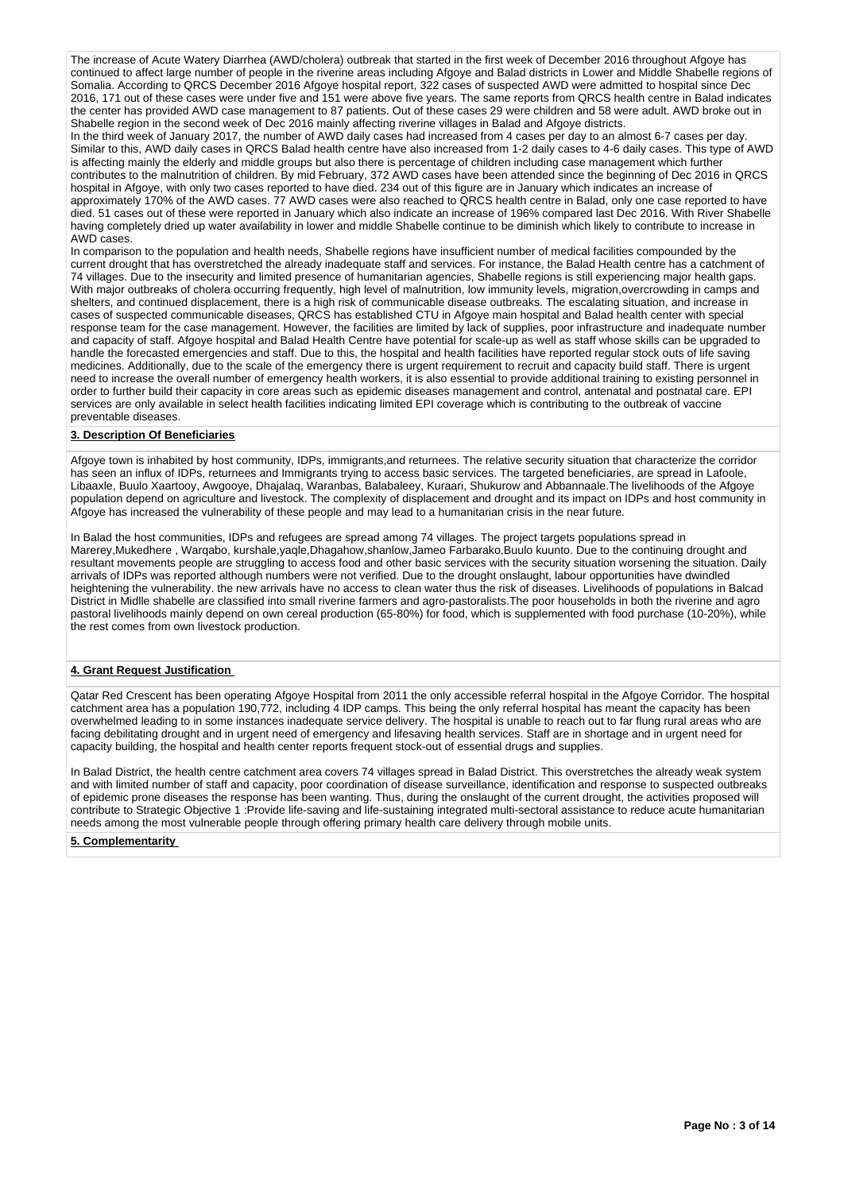The increase of Acute Watery Diarrhea (AWD/cholera) outbreak that started in the first week of December 2016 throughout Afgoye has continued to affect large number of people in the riverine areas including Afgoye and Balad districts in Lower and Middle Shabelle regions of Somalia. According to QRCS December 2016 Afgoye hospital report, 322 cases of suspected AWD were admitted to hospital since Dec 2016, 171 out of these cases were under five and 151 were above five years. The same reports from QRCS health centre in Balad indicates the center has provided AWD case management to 87 patients. Out of these cases 29 were children and 58 were adult. AWD broke out in Shabelle region in the second week of Dec 2016 mainly affecting riverine villages in Balad and Afgoye districts.
In the third week of January 2017, the number of AWD daily cases had increased from 4 cases per day to an almost 6-7 cases per day. Similar to this, AWD daily cases in QRCS Balad health centre have also increased from 1-2 daily cases to 4-6 daily cases. This type of AWD is affecting mainly the elderly and middle groups but also there is percentage of children including case management which further contributes to the malnutrition of children. By mid February, 372 AWD cases have been attended since the beginning of Dec 2016 in QRCS hospital in Afgoye, with only two cases reported to have died. 234 out of this figure are in January which indicates an increase of approximately 170% of the AWD cases. 77 AWD cases were also reached to QRCS health centre in Balad, only one case reported to have died. 51 cases out of these were reported in January which also indicate an increase of 196% compared last Dec 2016. With River Shabelle having completely dried up water availability in lower and middle Shabelle continue to be diminish which likely to contribute to increase in AWD cases.
In comparison to the population and health needs, Shabelle regions have insufficient number of medical facilities compounded by the current drought that has overstretched the already inadequate staff and services. For instance, the Balad Health centre has a catchment of 74 villages. Due to the insecurity and limited presence of humanitarian agencies, Shabelle regions is still experiencing major health gaps. With major outbreaks of cholera occurring frequently, high level of malnutrition, low immunity levels, migration,overcrowding in camps and shelters, and continued displacement, there is a high risk of communicable disease outbreaks. The escalating situation, and increase in cases of suspected communicable diseases, QRCS has established CTU in Afgoye main hospital and Balad health center with special response team for the case management. However, the facilities are limited by lack of supplies, poor infrastructure and inadequate number and capacity of staff. Afgoye hospital and Balad Health Centre have potential for scale-up as well as staff whose skills can be upgraded to handle the forecasted emergencies and staff. Due to this, the hospital and health facilities have reported regular stock outs of life saving medicines. Additionally, due to the scale of the emergency there is urgent requirement to recruit and capacity build staff. There is urgent need to increase the overall number of emergency health workers, it is also essential to provide additional training to existing personnel in order to further build their capacity in core areas such as epidemic diseases management and control, antenatal and postnatal care. EPI services are only available in select health facilities indicating limited EPI coverage which is contributing to the outbreak of vaccine preventable diseases.

**3. Description Of Beneficiaries**

Afgoye town is inhabited by host community, IDPs, immigrants,and returnees. The relative security situation that characterize the corridor has seen an influx of IDPs, returnees and Immigrants trying to access basic services. The targeted beneficiaries, are spread in Lafoole, Libaaxle, Buulo Xaartooy, Awgooye, Dhajalaq, Waranbas, Balabaleey, Kuraari, Shukurow and Abbannaale.The livelihoods of the Afgoye population depend on agriculture and livestock. The complexity of displacement and drought and its impact on IDPs and host community in Afgoye has increased the vulnerability of these people and may lead to a humanitarian crisis in the near future.

In Balad the host communities, IDPs and refugees are spread among 74 villages. The project targets populations spread in Marerey,Mukedhere , Warqabo, kurshale,yaqle,Dhagahow,shanlow,Jameo Farbarako,Buulo kuunto. Due to the continuing drought and resultant movements people are struggling to access food and other basic services with the security situation worsening the situation. Daily arrivals of IDPs was reported although numbers were not verified. Due to the drought onslaught, labour opportunities have dwindled heightening the vulnerability. the new arrivals have no access to clean water thus the risk of diseases. Livelihoods of populations in Balcad District in Midlle shabelle are classified into small riverine farmers and agro-pastoralists.The poor households in both the riverine and agro pastoral livelihoods mainly depend on own cereal production (65-80%) for food, which is supplemented with food purchase (10-20%), while the rest comes from own livestock production.

**4. Grant Request Justification**

Qatar Red Crescent has been operating Afgoye Hospital from 2011 the only accessible referral hospital in the Afgoye Corridor. The hospital catchment area has a population 190,772, including 4 IDP camps. This being the only referral hospital has meant the capacity has been overwhelmed leading to in some instances inadequate service delivery. The hospital is unable to reach out to far flung rural areas who are facing debilitating drought and in urgent need of emergency and lifesaving health services. Staff are in shortage and in urgent need for capacity building, the hospital and health center reports frequent stock-out of essential drugs and supplies.

In Balad District, the health centre catchment area covers 74 villages spread in Balad District. This overstretches the already weak system and with limited number of staff and capacity, poor coordination of disease surveillance, identification and response to suspected outbreaks of epidemic prone diseases the response has been wanting. Thus, during the onslaught of the current drought, the activities proposed will contribute to Strategic Objective 1 :Provide life-saving and life-sustaining integrated multi-sectoral assistance to reduce acute humanitarian needs among the most vulnerable people through offering primary health care delivery through mobile units.

**5. Complementarity**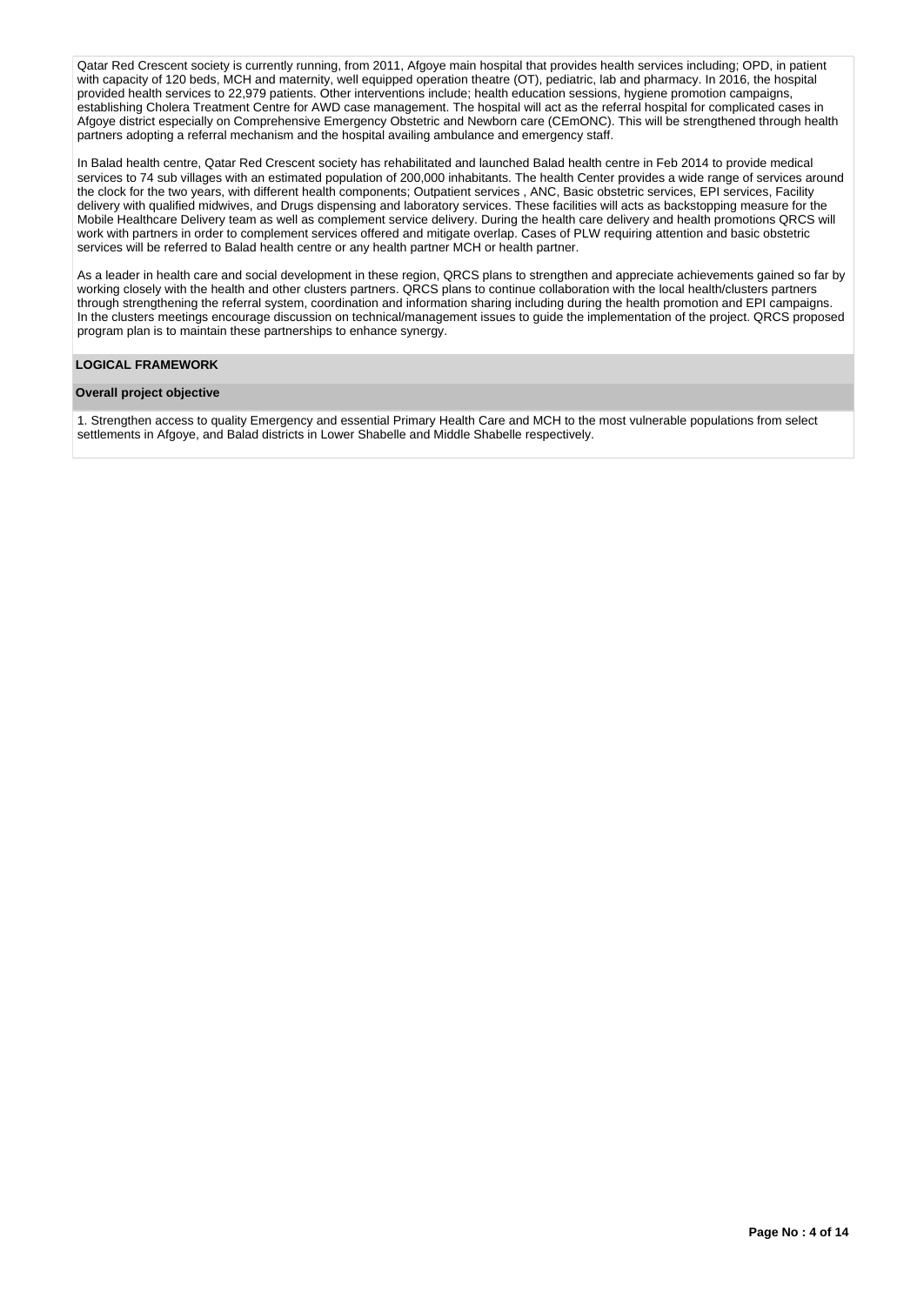Qatar Red Crescent society is currently running, from 2011, Afgoye main hospital that provides health services including; OPD, in patient with capacity of 120 beds, MCH and maternity, well equipped operation theatre (OT), pediatric, lab and pharmacy. In 2016, the hospital provided health services to 22,979 patients. Other interventions include; health education sessions, hygiene promotion campaigns, establishing Cholera Treatment Centre for AWD case management. The hospital will act as the referral hospital for complicated cases in Afgoye district especially on Comprehensive Emergency Obstetric and Newborn care (CEmONC). This will be strengthened through health partners adopting a referral mechanism and the hospital availing ambulance and emergency staff.

In Balad health centre, Qatar Red Crescent society has rehabilitated and launched Balad health centre in Feb 2014 to provide medical services to 74 sub villages with an estimated population of 200,000 inhabitants. The health Center provides a wide range of services around the clock for the two years, with different health components; Outpatient services , ANC, Basic obstetric services, EPI services, Facility delivery with qualified midwives, and Drugs dispensing and laboratory services. These facilities will acts as backstopping measure for the Mobile Healthcare Delivery team as well as complement service delivery. During the health care delivery and health promotions QRCS will work with partners in order to complement services offered and mitigate overlap. Cases of PLW requiring attention and basic obstetric services will be referred to Balad health centre or any health partner MCH or health partner.

As a leader in health care and social development in these region, QRCS plans to strengthen and appreciate achievements gained so far by working closely with the health and other clusters partners. QRCS plans to continue collaboration with the local health/clusters partners through strengthening the referral system, coordination and information sharing including during the health promotion and EPI campaigns. In the clusters meetings encourage discussion on technical/management issues to guide the implementation of the project. QRCS proposed program plan is to maintain these partnerships to enhance synergy.

## LOGICAL FRAMEWORK

### Overall project objective

1. Strengthen access to quality Emergency and essential Primary Health Care and MCH to the most vulnerable populations from select settlements in Afgoye, and Balad districts in Lower Shabelle and Middle Shabelle respectively.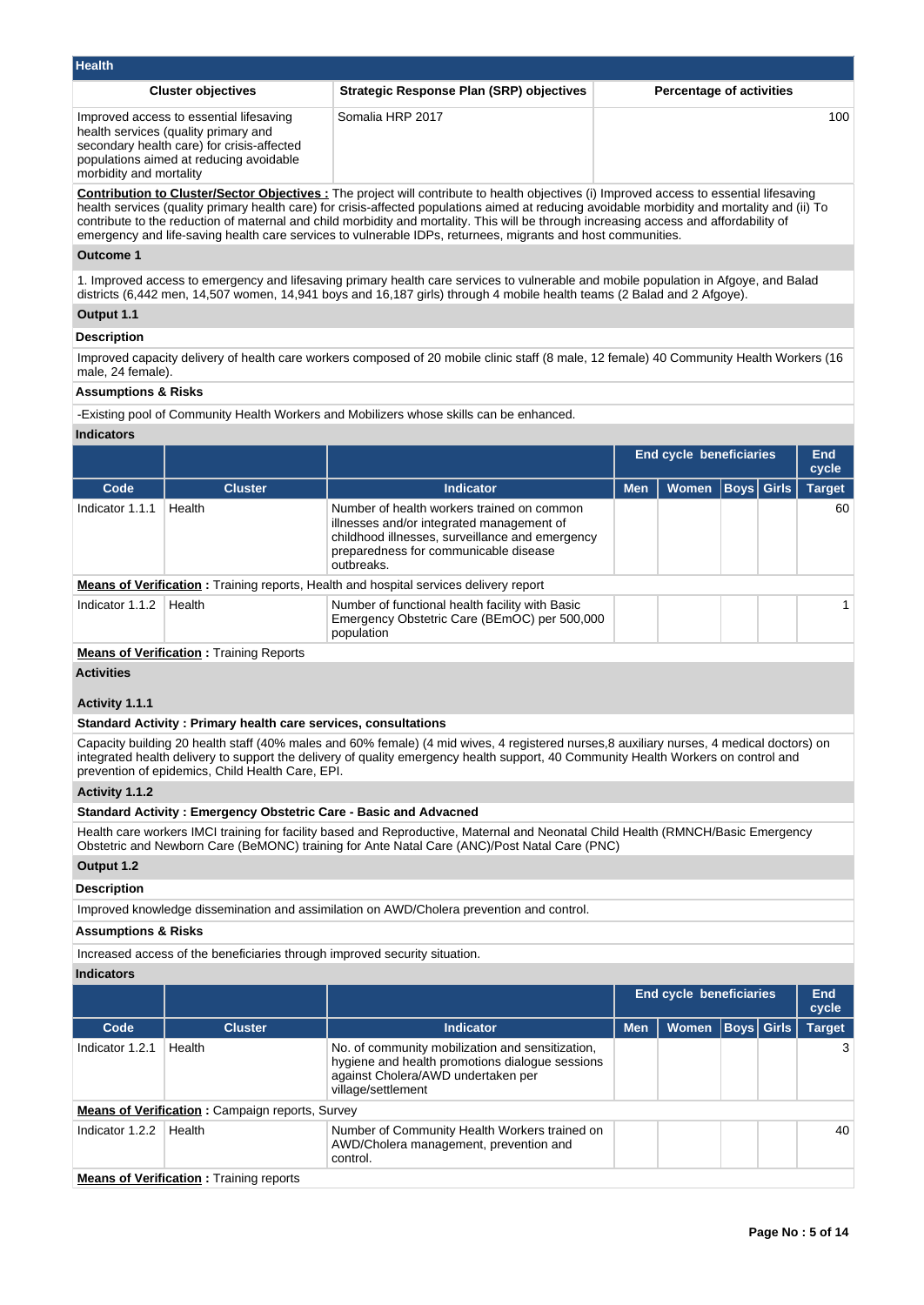## Health

| Cluster objectives | Strategic Response Plan (SRP) objectives | Percentage of activities |
|---|---|---|
| Improved access to essential lifesaving health services (quality primary and secondary health care) for crisis-affected populations aimed at reducing avoidable morbidity and mortality | Somalia HRP 2017 | 100 |

**Contribution to Cluster/Sector Objectives :** The project will contribute to health objectives (i) Improved access to essential lifesaving health services (quality primary health care) for crisis-affected populations aimed at reducing avoidable morbidity and mortality and (ii) To contribute to the reduction of maternal and child morbidity and mortality. This will be through increasing access and affordability of emergency and life-saving health care services to vulnerable IDPs, returnees, migrants and host communities.

### Outcome 1

1. Improved access to emergency and lifesaving primary health care services to vulnerable and mobile population in Afgoye, and Balad districts (6,442 men, 14,507 women, 14,941 boys and 16,187 girls) through 4 mobile health teams (2 Balad and 2 Afgoye).

### Output 1.1

**Description**

Improved capacity delivery of health care workers composed of 20 mobile clinic staff (8 male, 12 female) 40 Community Health Workers (16 male, 24 female).

**Assumptions & Risks**

-Existing pool of Community Health Workers and Mobilizers whose skills can be enhanced.

**Indicators**

| | | | End cycle beneficiaries | | | | End cycle |
|---|---|---|---|---|---|---|---|
| **Code** | **Cluster** | **Indicator** | **Men** | **Women** | **Boys** | **Girls** | **Target** |
| Indicator 1.1.1 | Health | Number of health workers trained on common illnesses and/or integrated management of childhood illnesses, surveillance and emergency preparedness for communicable disease outbreaks. | | | | | 60 |

**Means of Verification :** Training reports, Health and hospital services delivery report

| Code | Cluster | Indicator | Men | Women | Boys | Girls | Target |
|---|---|---|---|---|---|---|---|
| Indicator 1.1.2 | Health | Number of functional health facility with Basic Emergency Obstetric Care (BEmOC) per 500,000 population | | | | | 1 |

**Means of Verification :** Training Reports

**Activities**

**Activity 1.1.1**

**Standard Activity : Primary health care services, consultations**

Capacity building 20 health staff (40% males and 60% female) (4 mid wives, 4 registered nurses,8 auxiliary nurses, 4 medical doctors) on integrated health delivery to support the delivery of quality emergency health support, 40 Community Health Workers on control and prevention of epidemics, Child Health Care, EPI.

**Activity 1.1.2**

**Standard Activity : Emergency Obstetric Care - Basic and Advacned**

Health care workers IMCI training for facility based and Reproductive, Maternal and Neonatal Child Health (RMNCH/Basic Emergency Obstetric and Newborn Care (BeMONC) training for Ante Natal Care (ANC)/Post Natal Care (PNC)

### Output 1.2

**Description**

Improved knowledge dissemination and assimilation on AWD/Cholera prevention and control.

**Assumptions & Risks**

Increased access of the beneficiaries through improved security situation.

**Indicators**

| | | | End cycle beneficiaries | | | | End cycle |
|---|---|---|---|---|---|---|---|
| **Code** | **Cluster** | **Indicator** | **Men** | **Women** | **Boys** | **Girls** | **Target** |
| Indicator 1.2.1 | Health | No. of community mobilization and sensitization, hygiene and health promotions dialogue sessions against Cholera/AWD undertaken per village/settlement | | | | | 3 |

**Means of Verification :** Campaign reports, Survey

| Code | Cluster | Indicator | Men | Women | Boys | Girls | Target |
|---|---|---|---|---|---|---|---|
| Indicator 1.2.2 | Health | Number of Community Health Workers trained on AWD/Cholera management, prevention and control. | | | | | 40 |

**Means of Verification :** Training reports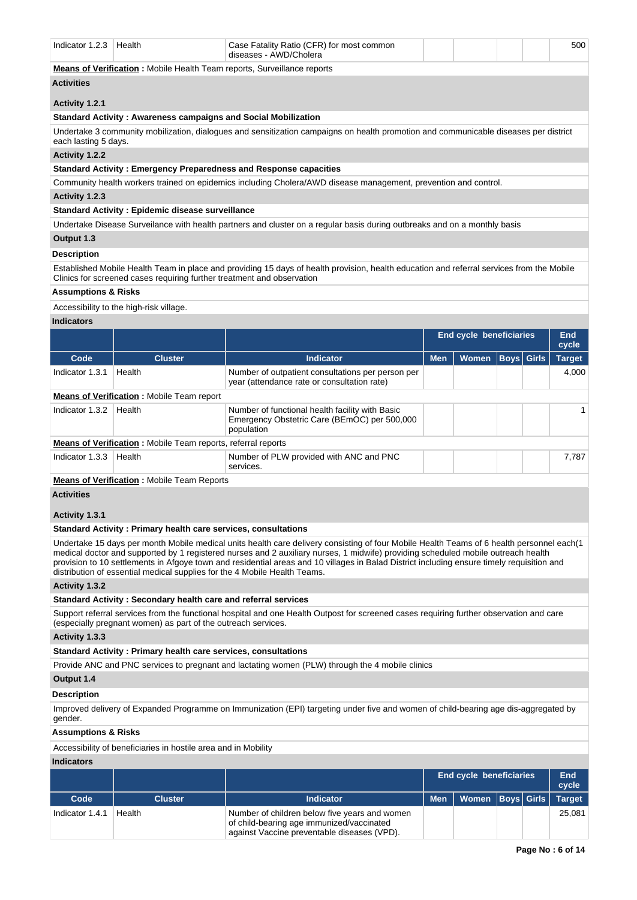| Code | Cluster | Indicator | Men | Women | Boys | Girls | End cycle Target |
|---|---|---|---|---|---|---|---|
| Indicator 1.2.3 | Health | Case Fatality Ratio (CFR) for most common diseases - AWD/Cholera | | | | | 500 |

**Means of Verification :** Mobile Health Team reports, Surveillance reports

**Activities**

**Activity 1.2.1**

**Standard Activity : Awareness campaigns and Social Mobilization**

Undertake 3 community mobilization, dialogues and sensitization campaigns on health promotion and communicable diseases per district each lasting 5 days.

**Activity 1.2.2**

**Standard Activity : Emergency Preparedness and Response capacities**

Community health workers trained on epidemics including Cholera/AWD disease management, prevention and control.

**Activity 1.2.3**

**Standard Activity : Epidemic disease surveillance**

Undertake Disease Surveilance with health partners and cluster on a regular basis during outbreaks and on a monthly basis

**Output 1.3**

**Description**

Established Mobile Health Team in place and providing 15 days of health provision, health education and referral services from the Mobile Clinics for screened cases requiring further treatment and observation

**Assumptions & Risks**

Accessibility to the high-risk village.

**Indicators**

| | | | End cycle beneficiaries | | | | End cycle |
|---|---|---|---|---|---|---|---|
| Code | Cluster | Indicator | Men | Women | Boys | Girls | Target |
| Indicator 1.3.1 | Health | Number of outpatient consultations per person per year (attendance rate or consultation rate) | | | | | 4,000 |
| Indicator 1.3.2 | Health | Number of functional health facility with Basic Emergency Obstetric Care (BEmOC) per 500,000 population | | | | | 1 |
| Indicator 1.3.3 | Health | Number of PLW provided with ANC and PNC services. | | | | | 7,787 |

**Means of Verification :** Mobile Team report (Indicator 1.3.1)

**Means of Verification :** Mobile Team reports, referral reports (Indicator 1.3.2)

**Means of Verification :** Mobile Team Reports (Indicator 1.3.3)

**Activities**

**Activity 1.3.1**

**Standard Activity : Primary health care services, consultations**

Undertake 15 days per month Mobile medical units health care delivery consisting of four Mobile Health Teams of 6 health personnel each(1 medical doctor and supported by 1 registered nurses and 2 auxiliary nurses, 1 midwife) providing scheduled mobile outreach health provision to 10 settlements in Afgoye town and residential areas and 10 villages in Balad District including ensure timely requisition and distribution of essential medical supplies for the 4 Mobile Health Teams.

**Activity 1.3.2**

**Standard Activity : Secondary health care and referral services**

Support referral services from the functional hospital and one Health Outpost for screened cases requiring further observation and care (especially pregnant women) as part of the outreach services.

**Activity 1.3.3**

**Standard Activity : Primary health care services, consultations**

Provide ANC and PNC services to pregnant and lactating women (PLW) through the 4 mobile clinics

**Output 1.4**

**Description**

Improved delivery of Expanded Programme on Immunization (EPI) targeting under five and women of child-bearing age dis-aggregated by gender.

**Assumptions & Risks**

Accessibility of beneficiaries in hostile area and in Mobility

**Indicators**

| | | | End cycle beneficiaries | | | | End cycle |
|---|---|---|---|---|---|---|---|
| Code | Cluster | Indicator | Men | Women | Boys | Girls | Target |
| Indicator 1.4.1 | Health | Number of children below five years and women of child-bearing age immunized/vaccinated against Vaccine preventable diseases (VPD). | | | | | 25,081 |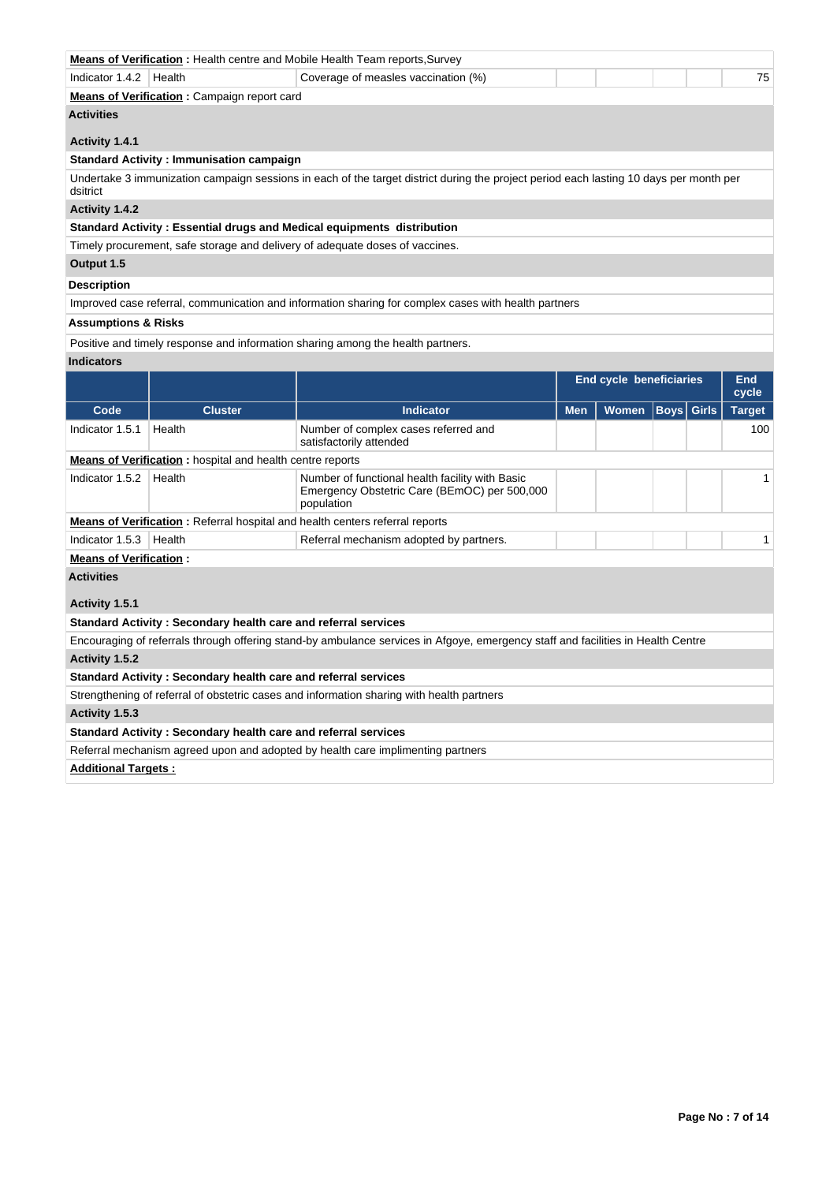**Means of Verification :** Health centre and Mobile Health Team reports,Survey

| Code | Cluster | Indicator | Men | Women | Boys | Girls | Target |
|---|---|---|---|---|---|---|---|
| Indicator 1.4.2 | Health | Coverage of measles vaccination (%) | | | | | 75 |

**Means of Verification :** Campaign report card

**Activities**

**Activity 1.4.1**

**Standard Activity : Immunisation campaign**

Undertake 3 immunization campaign sessions in each of the target district during the project period each lasting 10 days per month per dsitrict

**Activity 1.4.2**

**Standard Activity : Essential drugs and Medical equipments distribution**

Timely procurement, safe storage and delivery of adequate doses of vaccines.

**Output 1.5**

**Description**

Improved case referral, communication and information sharing for complex cases with health partners

**Assumptions & Risks**

Positive and timely response and information sharing among the health partners.

**Indicators**

| | | | End cycle beneficiaries | | | | End cycle |
|---|---|---|---|---|---|---|---|
| **Code** | **Cluster** | **Indicator** | **Men** | **Women** | **Boys** | **Girls** | **Target** |
| Indicator 1.5.1 | Health | Number of complex cases referred and satisfactorily attended | | | | | 100 |

**Means of Verification :** hospital and health centre reports

| Code | Cluster | Indicator | Men | Women | Boys | Girls | Target |
|---|---|---|---|---|---|---|---|
| Indicator 1.5.2 | Health | Number of functional health facility with Basic Emergency Obstetric Care (BEmOC) per 500,000 population | | | | | 1 |

**Means of Verification :** Referral hospital and health centers referral reports

| Code | Cluster | Indicator | Men | Women | Boys | Girls | Target |
|---|---|---|---|---|---|---|---|
| Indicator 1.5.3 | Health | Referral mechanism adopted by partners. | | | | | 1 |

**Means of Verification :**

**Activities**

**Activity 1.5.1**

**Standard Activity : Secondary health care and referral services**

Encouraging of referrals through offering stand-by ambulance services in Afgoye, emergency staff and facilities in Health Centre

**Activity 1.5.2**

**Standard Activity : Secondary health care and referral services**

Strengthening of referral of obstetric cases and information sharing with health partners

**Activity 1.5.3**

**Standard Activity : Secondary health care and referral services**

Referral mechanism agreed upon and adopted by health care implimenting partners

**Additional Targets :**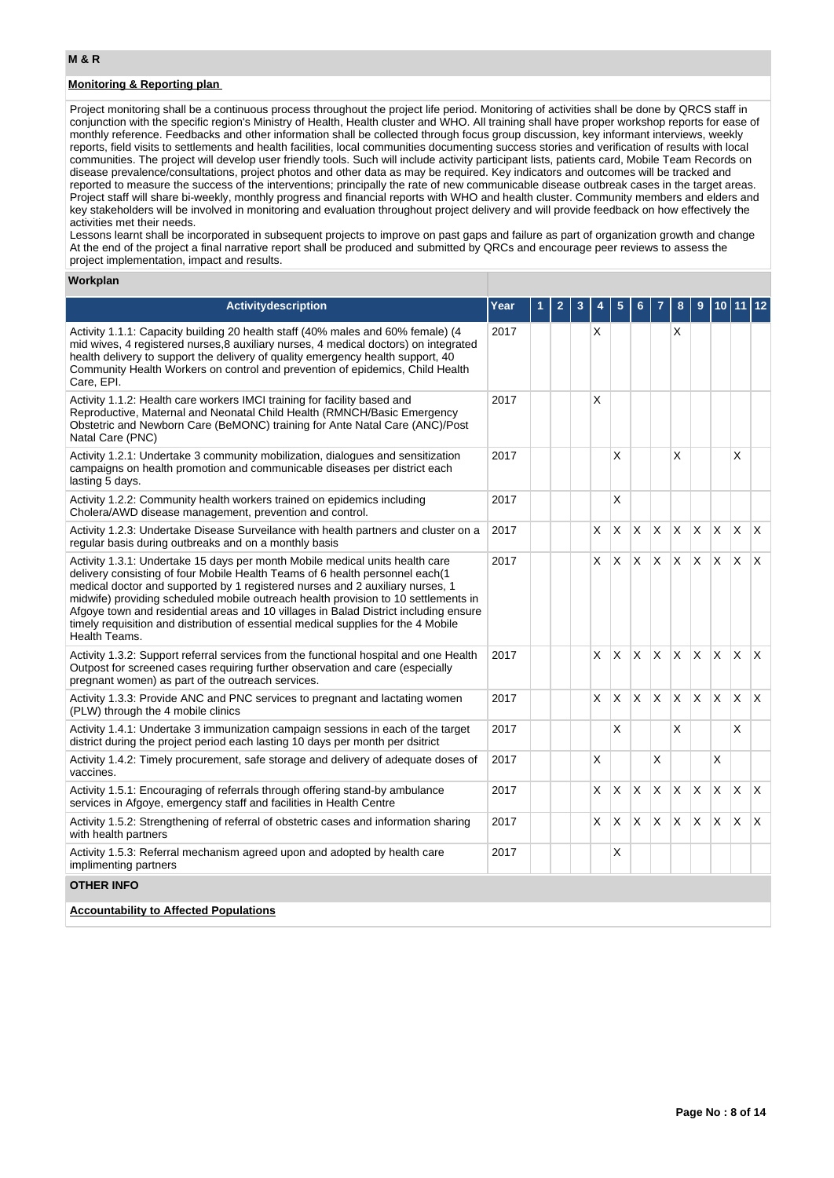## M & R

**Monitoring & Reporting plan**

Project monitoring shall be a continuous process throughout the project life period. Monitoring of activities shall be done by QRCS staff in conjunction with the specific region's Ministry of Health, Health cluster and WHO. All training shall have proper workshop reports for ease of monthly reference. Feedbacks and other information shall be collected through focus group discussion, key informant interviews, weekly reports, field visits to settlements and health facilities, local communities documenting success stories and verification of results with local communities. The project will develop user friendly tools. Such will include activity participant lists, patients card, Mobile Team Records on disease prevalence/consultations, project photos and other data as may be required. Key indicators and outcomes will be tracked and reported to measure the success of the interventions; principally the rate of new communicable disease outbreak cases in the target areas. Project staff will share bi-weekly, monthly progress and financial reports with WHO and health cluster. Community members and elders and key stakeholders will be involved in monitoring and evaluation throughout project delivery and will provide feedback on how effectively the activities met their needs.
Lessons learnt shall be incorporated in subsequent projects to improve on past gaps and failure as part of organization growth and change At the end of the project a final narrative report shall be produced and submitted by QRCs and encourage peer reviews to assess the project implementation, impact and results.

**Workplan**

| Activitydescription | Year | 1 | 2 | 3 | 4 | 5 | 6 | 7 | 8 | 9 | 10 | 11 | 12 |
|---|---|---|---|---|---|---|---|---|---|---|---|---|---|
| Activity 1.1.1: Capacity building 20 health staff (40% males and 60% female) (4 mid wives, 4 registered nurses,8 auxiliary nurses, 4 medical doctors) on integrated health delivery to support the delivery of quality emergency health support, 40 Community Health Workers on control and prevention of epidemics, Child Health Care, EPI. | 2017 | | | | X | | | | X | | | | |
| Activity 1.1.2: Health care workers IMCI training for facility based and Reproductive, Maternal and Neonatal Child Health (RMNCH/Basic Emergency Obstetric and Newborn Care (BeMONC) training for Ante Natal Care (ANC)/Post Natal Care (PNC) | 2017 | | | | X | | | | | | | | |
| Activity 1.2.1: Undertake 3 community mobilization, dialogues and sensitization campaigns on health promotion and communicable diseases per district each lasting 5 days. | 2017 | | | | | X | | | X | | | X | |
| Activity 1.2.2: Community health workers trained on epidemics including Cholera/AWD disease management, prevention and control. | 2017 | | | | | X | | | | | | | |
| Activity 1.2.3: Undertake Disease Surveilance with health partners and cluster on a regular basis during outbreaks and on a monthly basis | 2017 | | | | X | X | X | X | X | X | X | X | X |
| Activity 1.3.1: Undertake 15 days per month Mobile medical units health care delivery consisting of four Mobile Health Teams of 6 health personnel each(1 medical doctor and supported by 1 registered nurses and 2 auxiliary nurses, 1 midwife) providing scheduled mobile outreach health provision to 10 settlements in Afgoye town and residential areas and 10 villages in Balad District including ensure timely requisition and distribution of essential medical supplies for the 4 Mobile Health Teams. | 2017 | | | | X | X | X | X | X | X | X | X | X |
| Activity 1.3.2: Support referral services from the functional hospital and one Health Outpost for screened cases requiring further observation and care (especially pregnant women) as part of the outreach services. | 2017 | | | | X | X | X | X | X | X | X | X | X |
| Activity 1.3.3: Provide ANC and PNC services to pregnant and lactating women (PLW) through the 4 mobile clinics | 2017 | | | | X | X | X | X | X | X | X | X | X |
| Activity 1.4.1: Undertake 3 immunization campaign sessions in each of the target district during the project period each lasting 10 days per month per dsitrict | 2017 | | | | | X | | | X | | | X | |
| Activity 1.4.2: Timely procurement, safe storage and delivery of adequate doses of vaccines. | 2017 | | | | X | | | X | | | X | | |
| Activity 1.5.1: Encouraging of referrals through offering stand-by ambulance services in Afgoye, emergency staff and facilities in Health Centre | 2017 | | | | X | X | X | X | X | X | X | X | X |
| Activity 1.5.2: Strengthening of referral of obstetric cases and information sharing with health partners | 2017 | | | | X | X | X | X | X | X | X | X | X |
| Activity 1.5.3: Referral mechanism agreed upon and adopted by health care implimenting partners | 2017 | | | | | X | | | | | | | |

## OTHER INFO

**Accountability to Affected Populations**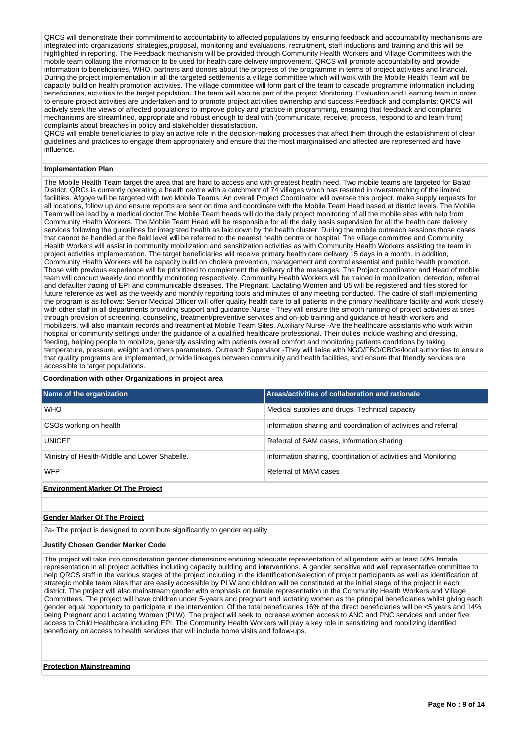QRCS will demonstrate their commitment to accountability to affected populations by ensuring feedback and accountability mechanisms are integrated into organizations' strategies,proposal, monitoring and evaluations, recruitment, staff inductions and training and this will be highlighted in reporting. The Feedback mechanism will be provided through Community Health Workers and Village Committees with the mobile team collating the information to be used for health care delivery improvement. QRCS will promote accountability and provide information to beneficiaries, WHO, partners and donors about the progress of the programme in terms of project activities and financial. During the project implementation in all the targeted settlements a village committee which will work with the Mobile Health Team will be capacity build on health promotion activities. The village committee will form part of the team to cascade programme information including beneficiaries, activities to the target population. The team will also be part of the project Monitoring, Evaluation and Learning team in order to ensure project activities are undertaken and to promote project activities ownership and success.Feedback and complaints: QRCS will actively seek the views of affected populations to improve policy and practice in programming, ensuring that feedback and complaints mechanisms are streamlined, appropriate and robust enough to deal with (communicate, receive, process, respond to and learn from) complaints about breaches in policy and stakeholder dissatisfaction.

QRCS will enable beneficiaries to play an active role in the decision-making processes that affect them through the establishment of clear guidelines and practices to engage them appropriately and ensure that the most marginalised and affected are represented and have influence.

**Implementation Plan**

The Mobile Health Team target the area that are hard to access and with greatest health need. Two mobile teams are targeted for Balad District. QRCs is currently operating a health centre with a catchment of 74 villages which has resulted in overstretching of the limited facilities. Afgoye will be targeted with two Mobile Teams. An overall Project Coordinator will oversee this project, make supply requests for all locations, follow up and ensure reports are sent on time and coordinate with the Mobile Team Head based at district levels. The Mobile Team will be lead by a medical doctor.The Mobile Team heads will do the daily project monitoring of all the mobile sites with help from Community Health Workers. The Mobile Team Head will be responsible for all the daily basis supervision for all the health care delivery services following the guidelines for integrated health as laid down by the health cluster. During the mobile outreach sessions those cases that cannot be handled at the field level will be referred to the nearest health centre or hospital. The village committee and Community Health Workers will assist in community mobilization and sensitization activities as with Community Health Workers assisting the team in project activities implementation. The target beneficiaries will receive primary health care delivery 15 days in a month. In addition, Community Health Workers will be capacity build on cholera prevention, management and control essential and public health promotion. Those with previous experience will be prioritized to complement the delivery of the messages. The Project coordinator and Head of mobile team will conduct weekly and monthly monitoring respectively. Community Health Workers will be trained in mobilization, detection, referral and defaulter tracing of EPI and communicable diseases. The Pregnant, Lactating Women and U5 will be registered and files stored for future reference as well as the weekly and monthly reporting tools and minutes of any meeting conducted. The cadre of staff implementing the program is as follows: Senior Medical Officer will offer quality health care to all patients in the primary healthcare facility and work closely with other staff in all departments providing support and guidance.Nurse - They will ensure the smooth running of project activities at sites through provision of screening, counseling, treatment/preventive services and on-job training and guidance of health workers and mobilizers, will also maintain records and treatment at Mobile Team Sites. Auxiliary Nurse -Are the healthcare assistants who work within hospital or community settings under the guidance of a qualified healthcare professional. Their duties include washing and dressing, feeding, helping people to mobilize, generally assisting with patients overall comfort and monitoring patients conditions by taking temperature, pressure, weight and others parameters. Outreach Supervisor -They will liaise with NGO/FBO/CBOs/local authorities to ensure that quality programs are implemented, provide linkages between community and health facilities, and ensure that friendly services are accessible to target populations.

**Coordination with other Organizations in project area**

| Name of the organization | Areas/activities of collaboration and rationale |
|---|---|
| WHO | Medical supplies and drugs, Technical capacity |
| CSOs working on health | information sharing and coordination of activities and referral |
| UNICEF | Referral of SAM cases, information sharing |
| Ministry of Health-Middle and Lower Shabelle. | information sharing, coordination of activities and Monitoring |
| WFP | Referral of MAM cases |

**Environment Marker Of The Project**

**Gender Marker Of The Project**

2a- The project is designed to contribute significantly to gender equality

**Justify Chosen Gender Marker Code**

The project will take into consideration gender dimensions ensuring adequate representation of all genders with at least 50% female representation in all project activities including capacity building and interventions. A gender sensitive and well representative committee to help QRCS staff in the various stages of the project including in the identification/selection of project participants as well as identification of strategic mobile team sites that are easily accessible by PLW and children will be constituted at the initial stage of the project in each district. The project will also mainstream gender with emphasis on female representation in the Community Health Workers and Village Committees. The project will have children under 5-years and pregnant and lactating women as the principal beneficiaries whilst giving each gender equal opportunity to participate in the intervention. Of the total beneficiaries 16% of the direct beneficiaries will be <5 years and 14% being Pregnant and Lactating Women (PLW). The project will seek to increase women access to ANC and PNC services and under five access to Child Healthcare including EPI. The Community Health Workers will play a key role in sensitizing and mobilizing identified beneficiary on access to health services that will include home visits and follow-ups.

**Protection Mainstreaming**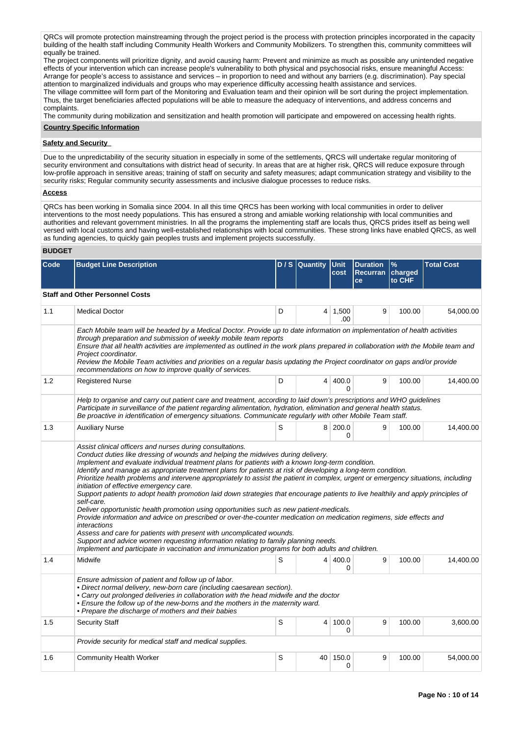QRCs will promote protection mainstreaming through the project period is the process with protection principles incorporated in the capacity building of the health staff including Community Health Workers and Community Mobilizers. To strengthen this, community committees will equally be trained.

The project components will prioritize dignity, and avoid causing harm: Prevent and minimize as much as possible any unintended negative effects of your intervention which can increase people's vulnerability to both physical and psychosocial risks, ensure meaningful Access: Arrange for people's access to assistance and services – in proportion to need and without any barriers (e.g. discrimination). Pay special attention to marginalized individuals and groups who may experience difficulty accessing health assistance and services.

The village committee will form part of the Monitoring and Evaluation team and their opinion will be sort during the project implementation. Thus, the target beneficiaries affected populations will be able to measure the adequacy of interventions, and address concerns and complaints.

The community during mobilization and sensitization and health promotion will participate and empowered on accessing health rights.

**Country Specific Information**

**Safety and Security**

Due to the unpredictability of the security situation in especially in some of the settlements, QRCS will undertake regular monitoring of security environment and consultations with district head of security. In areas that are at higher risk, QRCS will reduce exposure through low-profile approach in sensitive areas; training of staff on security and safety measures; adapt communication strategy and visibility to the security risks; Regular community security assessments and inclusive dialogue processes to reduce risks.

**Access**

QRCs has been working in Somalia since 2004. In all this time QRCS has been working with local communities in order to deliver interventions to the most needy populations. This has ensured a strong and amiable working relationship with local communities and authorities and relevant government ministries. In all the programs the implementing staff are locals thus, QRCS prides itself as being well versed with local customs and having well-established relationships with local communities. These strong links have enabled QRCS, as well as funding agencies, to quickly gain peoples trusts and implement projects successfully.

**BUDGET**

| Code | Budget Line Description | D / S | Quantity | Unit cost | Duration Recurrance | % charged to CHF | Total Cost |
|---|---|---|---|---|---|---|---|
| **Staff and Other Personnel Costs** | | | | | | | |
| 1.1 | Medical Doctor | D | 4 | 1,500.00 | 9 | 100.00 | 54,000.00 |
| | *Each Mobile team will be headed by a Medical Doctor. Provide up to date information on implementation of health activities through preparation and submission of weekly mobile team reports<br>Ensure that all health activities are implemented as outlined in the work plans prepared in collaboration with the Mobile team and Project coordinator.<br>Review the Mobile Team activities and priorities on a regular basis updating the Project coordinator on gaps and/or provide recommendations on how to improve quality of services.* | | | | | | |
| 1.2 | Registered Nurse | D | 4 | 400.00 | 9 | 100.00 | 14,400.00 |
| | *Help to organise and carry out patient care and treatment, according to laid down's prescriptions and WHO guidelines<br>Participate in surveillance of the patient regarding alimentation, hydration, elimination and general health status.<br>Be proactive in identification of emergency situations. Communicate regularly with other Mobile Team staff.* | | | | | | |
| 1.3 | Auxiliary Nurse | S | 8 | 200.00 | 9 | 100.00 | 14,400.00 |
| | *Assist clinical officers and nurses during consultations.<br>Conduct duties like dressing of wounds and helping the midwives during delivery.<br>Implement and evaluate individual treatment plans for patients with a known long-term condition.<br>Identify and manage as appropriate treatment plans for patients at risk of developing a long-term condition.<br>Prioritize health problems and intervene appropriately to assist the patient in complex, urgent or emergency situations, including initiation of effective emergency care.<br>Support patients to adopt health promotion laid down strategies that encourage patients to live healthily and apply principles of self-care.<br>Deliver opportunistic health promotion using opportunities such as new patient-medicals.<br>Provide information and advice on prescribed or over-the-counter medication on medication regimens, side effects and interactions<br>Assess and care for patients with present with uncomplicated wounds.<br>Support and advice women requesting information relating to family planning needs.<br>Implement and participate in vaccination and immunization programs for both adults and children.* | | | | | | |
| 1.4 | Midwife | S | 4 | 400.00 | 9 | 100.00 | 14,400.00 |
| | *Ensure admission of patient and follow up of labor.<br>• Direct normal delivery, new-born care (including caesarean section).<br>• Carry out prolonged deliveries in collaboration with the head midwife and the doctor<br>• Ensure the follow up of the new-borns and the mothers in the maternity ward.<br>• Prepare the discharge of mothers and their babies* | | | | | | |
| 1.5 | Security Staff | S | 4 | 100.00 | 9 | 100.00 | 3,600.00 |
| | *Provide security for medical staff and medical supplies.* | | | | | | |
| 1.6 | Community Health Worker | S | 40 | 150.00 | 9 | 100.00 | 54,000.00 |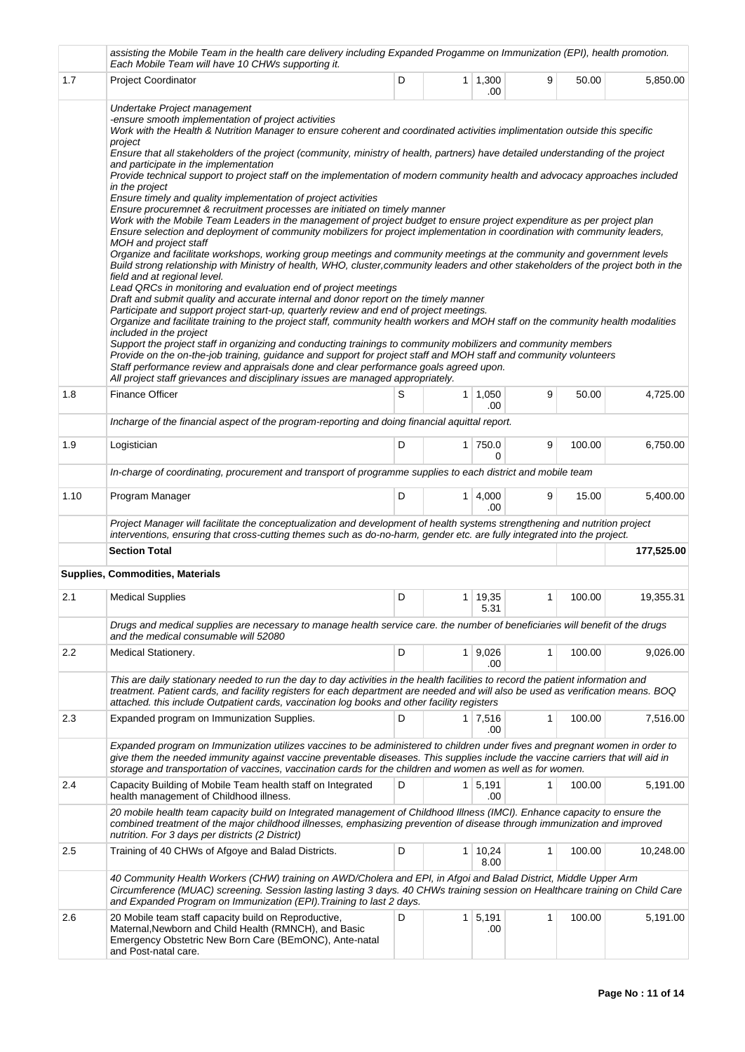| | | | | | | | |
|---|---|---|---|---|---|---|---|
| | *assisting the Mobile Team in the health care delivery including Expanded Progamme on Immunization (EPI), health promotion. Each Mobile Team will have 10 CHWs supporting it.* | | | | | | |
| 1.7 | Project Coordinator | D | 1 | 1,300.00 | 9 | 50.00 | 5,850.00 |
| | *Undertake Project management<br>-ensure smooth implementation of project activities<br>Work with the Health & Nutrition Manager to ensure coherent and coordinated activities implimentation outside this specific project<br>Ensure that all stakeholders of the project (community, ministry of health, partners) have detailed understanding of the project and participate in the implementation<br>Provide technical support to project staff on the implementation of modern community health and advocacy approaches included in the project<br>Ensure timely and quality implementation of project activities<br>Ensure procuremnet & recruitment processes are initiated on timely manner<br>Work with the Mobile Team Leaders in the management of project budget to ensure project expenditure as per project plan<br>Ensure selection and deployment of community mobilizers for project implementation in coordination with community leaders, MOH and project staff<br>Organize and facilitate workshops, working group meetings and community meetings at the community and government levels<br>Build strong relationship with Ministry of health, WHO, cluster,community leaders and other stakeholders of the project both in the field and at regional level.<br>Lead QRCs in monitoring and evaluation end of project meetings<br>Draft and submit quality and accurate internal and donor report on the timely manner<br>Participate and support project start-up, quarterly review and end of project meetings.<br>Organize and facilitate training to the project staff, community health workers and MOH staff on the community health modalities included in the project<br>Support the project staff in organizing and conducting trainings to community mobilizers and community members<br>Provide on the on-the-job training, guidance and support for project staff and MOH staff and community volunteers<br>Staff performance review and appraisals done and clear performance goals agreed upon.<br>All project staff grievances and disciplinary issues are managed appropriately.* | | | | | | |
| 1.8 | Finance Officer | S | 1 | 1,050.00 | 9 | 50.00 | 4,725.00 |
| | *Incharge of the financial aspect of the program-reporting and doing financial aquittal report.* | | | | | | |
| 1.9 | Logistician | D | 1 | 750.00 | 9 | 100.00 | 6,750.00 |
| | *In-charge of coordinating, procurement and transport of programme supplies to each district and mobile team* | | | | | | |
| 1.10 | Program Manager | D | 1 | 4,000.00 | 9 | 15.00 | 5,400.00 |
| | *Project Manager will facilitate the conceptualization and development of health systems strengthening and nutrition project interventions, ensuring that cross-cutting themes such as do-no-harm, gender etc. are fully integrated into the project.* | | | | | | |
| | **Section Total** | | | | | | **177,525.00** |
| | **Supplies, Commodities, Materials** | | | | | | |
| 2.1 | Medical Supplies | D | 1 | 19,355.31 | 1 | 100.00 | 19,355.31 |
| | *Drugs and medical supplies are necessary to manage health service care. the number of beneficiaries will benefit of the drugs and the medical consumable will 52080* | | | | | | |
| 2.2 | Medical Stationery. | D | 1 | 9,026.00 | 1 | 100.00 | 9,026.00 |
| | *This are daily stationary needed to run the day to day activities in the health facilities to record the patient information and treatment. Patient cards, and facility registers for each department are needed and will also be used as verification means. BOQ attached. this include Outpatient cards, vaccination log books and other facility registers* | | | | | | |
| 2.3 | Expanded program on Immunization Supplies. | D | 1 | 7,516.00 | 1 | 100.00 | 7,516.00 |
| | *Expanded program on Immunization utilizes vaccines to be administered to children under fives and pregnant women in order to give them the needed immunity against vaccine preventable diseases. This supplies include the vaccine carriers that will aid in storage and transportation of vaccines, vaccination cards for the children and women as well as for women.* | | | | | | |
| 2.4 | Capacity Building of Mobile Team health staff on Integrated health management of Childhood illness. | D | 1 | 5,191.00 | 1 | 100.00 | 5,191.00 |
| | *20 mobile health team capacity build on Integrated management of Childhood Illness (IMCI). Enhance capacity to ensure the combined treatment of the major childhood illnesses, emphasizing prevention of disease through immunization and improved nutrition. For 3 days per districts (2 District)* | | | | | | |
| 2.5 | Training of 40 CHWs of Afgoye and Balad Districts. | D | 1 | 10,248.00 | 1 | 100.00 | 10,248.00 |
| | *40 Community Health Workers (CHW) training on AWD/Cholera and EPI, in Afgoi and Balad District, Middle Upper Arm Circumference (MUAC) screening. Session lasting lasting 3 days. 40 CHWs training session on Healthcare training on Child Care and Expanded Program on Immunization (EPI).Training to last 2 days.* | | | | | | |
| 2.6 | 20 Mobile team staff capacity build on Reproductive, Maternal,Newborn and Child Health (RMNCH), and Basic Emergency Obstetric New Born Care (BEmONC), Ante-natal and Post-natal care. | D | 1 | 5,191.00 | 1 | 100.00 | 5,191.00 |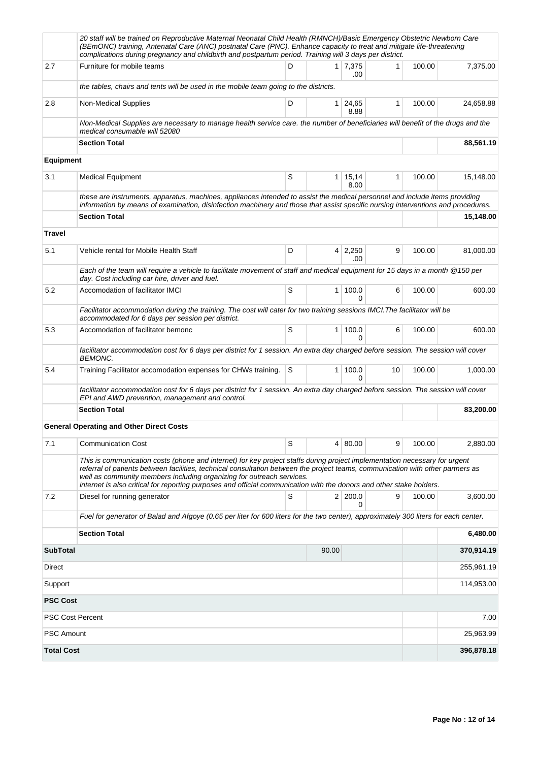| | | | | | | | |
|---|---|---|---|---|---|---|---|
| | *20 staff will be trained on Reproductive Maternal Neonatal Child Health (RMNCH)/Basic Emergency Obstetric Newborn Care (BEmONC) training, Antenatal Care (ANC) postnatal Care (PNC). Enhance capacity to treat and mitigate life-threatening complications during pregnancy and childbirth and postpartum period. Training will 3 days per district.* | | | | | | |
| 2.7 | Furniture for mobile teams | D | 1 | 7,375.00 | 1 | 100.00 | 7,375.00 |
| | *the tables, chairs and tents will be used in the mobile team going to the districts.* | | | | | | |
| 2.8 | Non-Medical Supplies | D | 1 | 24,658.88 | 1 | 100.00 | 24,658.88 |
| | *Non-Medical Supplies are necessary to manage health service care. the number of beneficiaries will benefit of the drugs and the medical consumable will 52080* | | | | | | |
| | **Section Total** | | | | | | **88,561.19** |
| **Equipment** | | | | | | | |
| 3.1 | Medical Equipment | S | 1 | 15,148.00 | 1 | 100.00 | 15,148.00 |
| | *these are instruments, apparatus, machines, appliances intended to assist the medical personnel and include items providing information by means of examination, disinfection machinery and those that assist specific nursing interventions and procedures.* | | | | | | |
| | **Section Total** | | | | | | **15,148.00** |
| **Travel** | | | | | | | |
| 5.1 | Vehicle rental for Mobile Health Staff | D | 4 | 2,250.00 | 9 | 100.00 | 81,000.00 |
| | *Each of the team will require a vehicle to facilitate movement of staff and medical equipment for 15 days in a month @150 per day. Cost including car hire, driver and fuel.* | | | | | | |
| 5.2 | Accomodation of facilitator IMCI | S | 1 | 100.00 | 6 | 100.00 | 600.00 |
| | *Facilitator accommodation during the training. The cost will cater for two training sessions IMCI.The facilitator will be accommodated for 6 days per session per district.* | | | | | | |
| 5.3 | Accomodation of facilitator bemonc | S | 1 | 100.00 | 6 | 100.00 | 600.00 |
| | *facilitator accommodation cost for 6 days per district for 1 session. An extra day charged before session. The session will cover BEMONC.* | | | | | | |
| 5.4 | Training Facilitator accomodation expenses for CHWs training. | S | 1 | 100.00 | 10 | 100.00 | 1,000.00 |
| | *facilitator accommodation cost for 6 days per district for 1 session. An extra day charged before session. The session will cover EPI and AWD prevention, management and control.* | | | | | | |
| | **Section Total** | | | | | | **83,200.00** |
| **General Operating and Other Direct Costs** | | | | | | | |
| 7.1 | Communication Cost | S | 4 | 80.00 | 9 | 100.00 | 2,880.00 |
| | *This is communication costs (phone and internet) for key project staffs during project implementation necessary for urgent referral of patients between facilities, technical consultation between the project teams, communication with other partners as well as community members including organizing for outreach services. internet is also critical for reporting purposes and official communication with the donors and other stake holders.* | | | | | | |
| 7.2 | Diesel for running generator | S | 2 | 200.00 | 9 | 100.00 | 3,600.00 |
| | *Fuel for generator of Balad and Afgoye (0.65 per liter for 600 liters for the two center), approximately 300 liters for each center.* | | | | | | |
| | **Section Total** | | | | | | **6,480.00** |
| **SubTotal** | | | 90.00 | | | | **370,914.19** |
| Direct | | | | | | | 255,961.19 |
| Support | | | | | | | 114,953.00 |
| **PSC Cost** | | | | | | | |
| PSC Cost Percent | | | | | | | 7.00 |
| PSC Amount | | | | | | | 25,963.99 |
| **Total Cost** | | | | | | | **396,878.18** |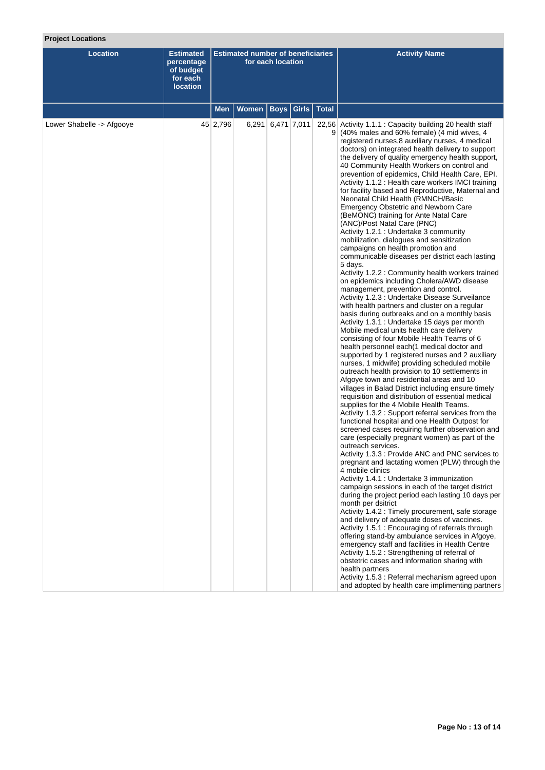**Project Locations**

| Location | Estimated percentage of budget for each location | Estimated number of beneficiaries for each location | | | | | Activity Name |
|---|---|---|---|---|---|---|---|
| | | Men | Women | Boys | Girls | Total | |
| Lower Shabelle -> Afgooye | 45 | 2,796 | 6,291 | 6,471 | 7,011 | 22,569 | Activity 1.1.1 : Capacity building 20 health staff (40% males and 60% female) (4 mid wives, 4 registered nurses,8 auxiliary nurses, 4 medical doctors) on integrated health delivery to support the delivery of quality emergency health support, 40 Community Health Workers on control and prevention of epidemics, Child Health Care, EPI.<br>Activity 1.1.2 : Health care workers IMCI training for facility based and Reproductive, Maternal and Neonatal Child Health (RMNCH/Basic Emergency Obstetric and Newborn Care (BeMONC) training for Ante Natal Care (ANC)/Post Natal Care (PNC)<br>Activity 1.2.1 : Undertake 3 community mobilization, dialogues and sensitization campaigns on health promotion and communicable diseases per district each lasting 5 days.<br>Activity 1.2.2 : Community health workers trained on epidemics including Cholera/AWD disease management, prevention and control.<br>Activity 1.2.3 : Undertake Disease Surveilance with health partners and cluster on a regular basis during outbreaks and on a monthly basis<br>Activity 1.3.1 : Undertake 15 days per month Mobile medical units health care delivery consisting of four Mobile Health Teams of 6 health personnel each(1 medical doctor and supported by 1 registered nurses and 2 auxiliary nurses, 1 midwife) providing scheduled mobile outreach health provision to 10 settlements in Afgoye town and residential areas and 10 villages in Balad District including ensure timely requisition and distribution of essential medical supplies for the 4 Mobile Health Teams.<br>Activity 1.3.2 : Support referral services from the functional hospital and one Health Outpost for screened cases requiring further observation and care (especially pregnant women) as part of the outreach services.<br>Activity 1.3.3 : Provide ANC and PNC services to pregnant and lactating women (PLW) through the 4 mobile clinics<br>Activity 1.4.1 : Undertake 3 immunization campaign sessions in each of the target district during the project period each lasting 10 days per month per dsitrict<br>Activity 1.4.2 : Timely procurement, safe storage and delivery of adequate doses of vaccines.<br>Activity 1.5.1 : Encouraging of referrals through offering stand-by ambulance services in Afgoye, emergency staff and facilities in Health Centre<br>Activity 1.5.2 : Strengthening of referral of obstetric cases and information sharing with health partners<br>Activity 1.5.3 : Referral mechanism agreed upon and adopted by health care implimenting partners |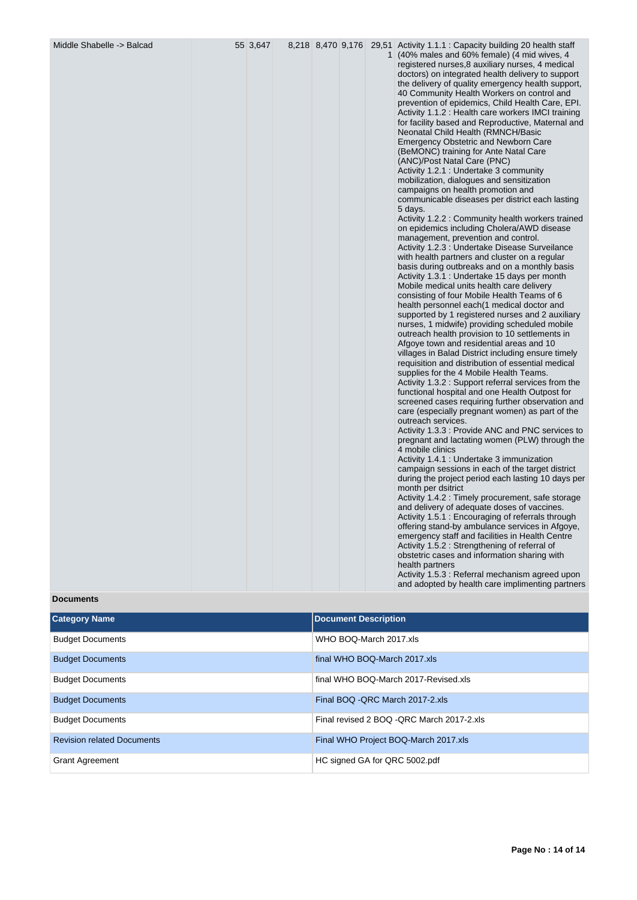| | | | | | | | |
|---|---|---|---|---|---|---|---|
| Middle Shabelle -> Balcad | | 55 | 3,647 | 8,218 | 8,470 | 9,176 | 29,511 | Activity 1.1.1 : Capacity building 20 health staff (40% males and 60% female) (4 mid wives, 4 registered nurses,8 auxiliary nurses, 4 medical doctors) on integrated health delivery to support the delivery of quality emergency health support, 40 Community Health Workers on control and prevention of epidemics, Child Health Care, EPI.<br>Activity 1.1.2 : Health care workers IMCI training for facility based and Reproductive, Maternal and Neonatal Child Health (RMNCH/Basic Emergency Obstetric and Newborn Care (BeMONC) training for Ante Natal Care (ANC)/Post Natal Care (PNC)<br>Activity 1.2.1 : Undertake 3 community mobilization, dialogues and sensitization campaigns on health promotion and communicable diseases per district each lasting 5 days.<br>Activity 1.2.2 : Community health workers trained on epidemics including Cholera/AWD disease management, prevention and control.<br>Activity 1.2.3 : Undertake Disease Surveilance with health partners and cluster on a regular basis during outbreaks and on a monthly basis<br>Activity 1.3.1 : Undertake 15 days per month Mobile medical units health care delivery consisting of four Mobile Health Teams of 6 health personnel each(1 medical doctor and supported by 1 registered nurses and 2 auxiliary nurses, 1 midwife) providing scheduled mobile outreach health provision to 10 settlements in Afgoye town and residential areas and 10 villages in Balad District including ensure timely requisition and distribution of essential medical supplies for the 4 Mobile Health Teams.<br>Activity 1.3.2 : Support referral services from the functional hospital and one Health Outpost for screened cases requiring further observation and care (especially pregnant women) as part of the outreach services.<br>Activity 1.3.3 : Provide ANC and PNC services to pregnant and lactating women (PLW) through the 4 mobile clinics<br>Activity 1.4.1 : Undertake 3 immunization campaign sessions in each of the target district during the project period each lasting 10 days per month per dsitrict<br>Activity 1.4.2 : Timely procurement, safe storage and delivery of adequate doses of vaccines.<br>Activity 1.5.1 : Encouraging of referrals through offering stand-by ambulance services in Afgoye, emergency staff and facilities in Health Centre<br>Activity 1.5.2 : Strengthening of referral of obstetric cases and information sharing with health partners<br>Activity 1.5.3 : Referral mechanism agreed upon and adopted by health care implimenting partners |

**Documents**

| Category Name | Document Description |
|---|---|
| Budget Documents | WHO BOQ-March 2017.xls |
| Budget Documents | final WHO BOQ-March 2017.xls |
| Budget Documents | final WHO BOQ-March 2017-Revised.xls |
| Budget Documents | Final BOQ -QRC March 2017-2.xls |
| Budget Documents | Final revised 2 BOQ -QRC March 2017-2.xls |
| Revision related Documents | Final WHO Project BOQ-March 2017.xls |
| Grant Agreement | HC signed GA for QRC 5002.pdf |